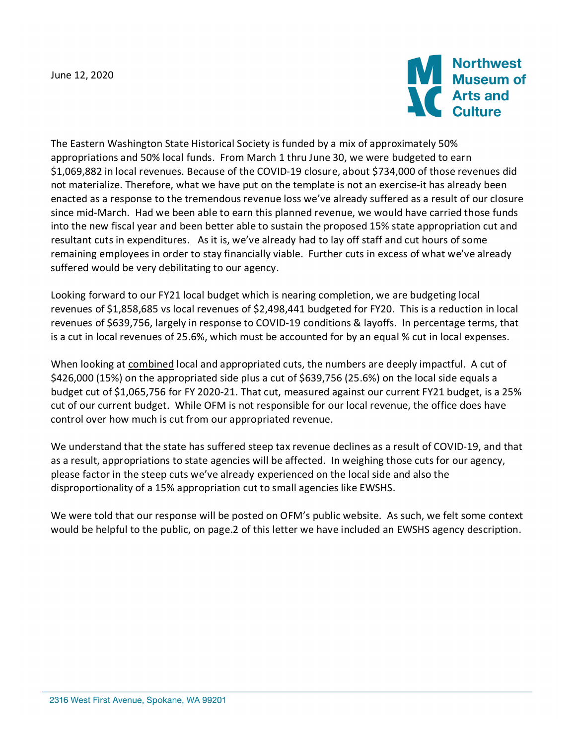June 12, 2020

Northwest Museum of Arts and Culture

The Eastern Washington State Historical Society is funded by a mix of approximately 50% appropriations and 50% local funds. From March 1 thru June 30, we were budgeted to earn $1,069,882 in local revenues. Because of the COVID-19 closure, about $734,000 of those revenues did not materialize. Therefore, what we have put on the template is not an exercise-it has already been enacted as a response to the tremendous revenue loss we've already suffered as a result of our closure since mid-March. Had we been able to earn this planned revenue, we would have carried those funds into the new fiscal year and been better able to sustain the proposed 15% state appropriation cut and resultant cuts in expenditures. As it is, we've already had to lay off staff and cut hours of some remaining employees in order to stay financially viable. Further cuts in excess of what we've already suffered would be very debilitating to our agency.

Looking forward to our FY21 local budget which is nearing completion, we are budgeting local revenues of $1,858,685 vs local revenues of $2,498,441 budgeted for FY20. This is a reduction in local revenues of $639,756, largely in response to COVID-19 conditions & layoffs. In percentage terms, that is a cut in local revenues of 25.6%, which must be accounted for by an equal % cut in local expenses.

When looking at <u>combined</u> local and appropriated cuts, the numbers are deeply impactful. A cut of $426,000 (15%) on the appropriated side plus a cut of $639,756 (25.6%) on the local side equals a budget cut of $1,065,756 for FY 2020-21. That cut, measured against our current FY21 budget, is a 25% cut of our current budget. While OFM is not responsible for our local revenue, the office does have control over how much is cut from our appropriated revenue.

We understand that the state has suffered steep tax revenue declines as a result of COVID-19, and that as a result, appropriations to state agencies will be affected. In weighing those cuts for our agency, please factor in the steep cuts we've already experienced on the local side and also the disproportionality of a 15% appropriation cut to small agencies like EWSHS.

We were told that our response will be posted on OFM's public website. As such, we felt some context would be helpful to the public, on page.2 of this letter we have included an EWSHS agency description.

2316 West First Avenue, Spokane, WA 99201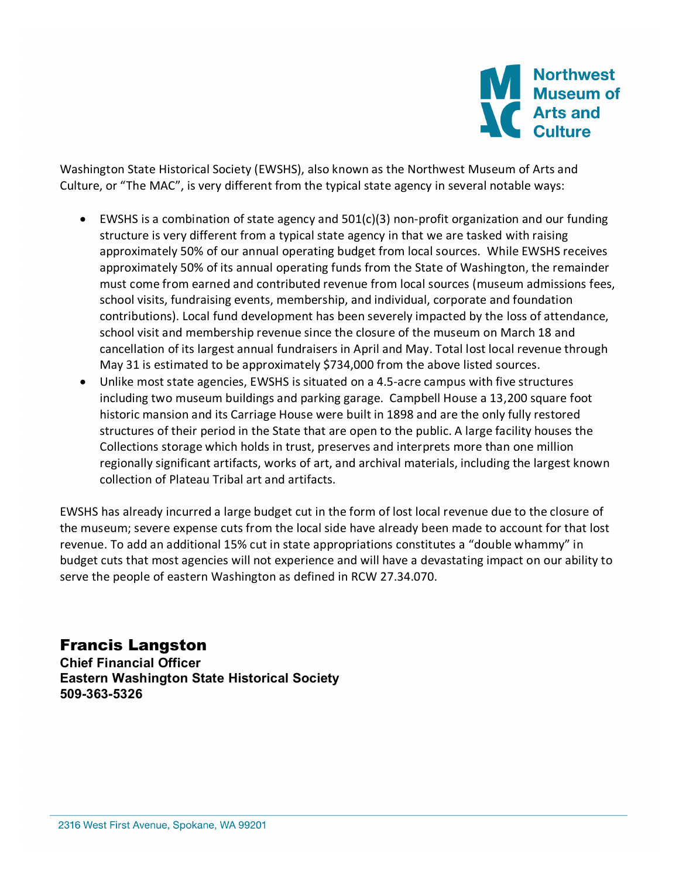Washington State Historical Society (EWSHS), also known as the Northwest Museum of Arts and Culture, or "The MAC", is very different from the typical state agency in several notable ways:

- EWSHS is a combination of state agency and 501(c)(3) non-profit organization and our funding structure is very different from a typical state agency in that we are tasked with raising approximately 50% of our annual operating budget from local sources. While EWSHS receives approximately 50% of its annual operating funds from the State of Washington, the remainder must come from earned and contributed revenue from local sources (museum admissions fees, school visits, fundraising events, membership, and individual, corporate and foundation contributions). Local fund development has been severely impacted by the loss of attendance, school visit and membership revenue since the closure of the museum on March 18 and cancellation of its largest annual fundraisers in April and May. Total lost local revenue through May 31 is estimated to be approximately $734,000 from the above listed sources.
- Unlike most state agencies, EWSHS is situated on a 4.5-acre campus with five structures including two museum buildings and parking garage. Campbell House a 13,200 square foot historic mansion and its Carriage House were built in 1898 and are the only fully restored structures of their period in the State that are open to the public. A large facility houses the Collections storage which holds in trust, preserves and interprets more than one million regionally significant artifacts, works of art, and archival materials, including the largest known collection of Plateau Tribal art and artifacts.

EWSHS has already incurred a large budget cut in the form of lost local revenue due to the closure of the museum; severe expense cuts from the local side have already been made to account for that lost revenue. To add an additional 15% cut in state appropriations constitutes a "double whammy" in budget cuts that most agencies will not experience and will have a devastating impact on our ability to serve the people of eastern Washington as defined in RCW 27.34.070.

**Francis Langston**
**Chief Financial Officer**
**Eastern Washington State Historical Society**
**509-363-5326**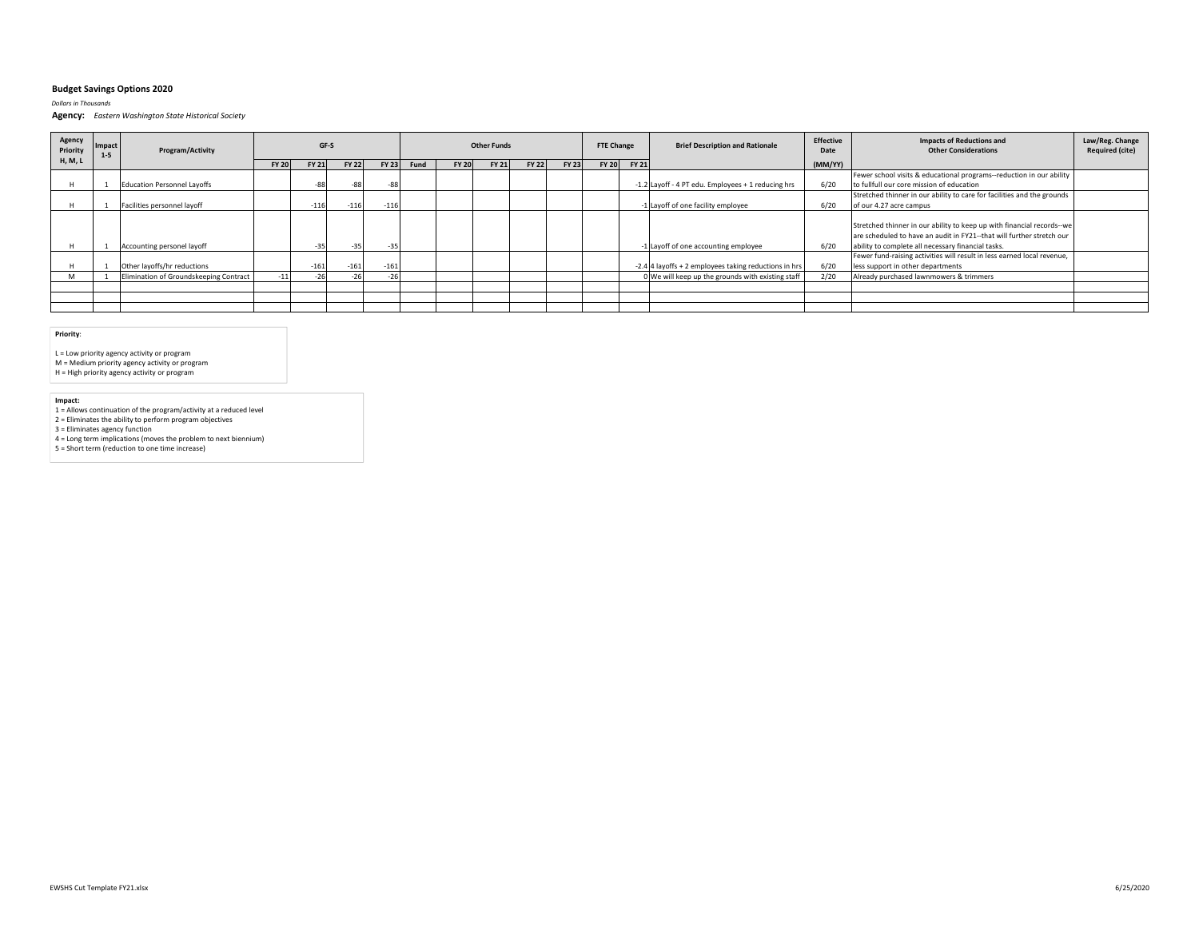**Budget Savings Options 2020**

*Dollars in Thousands*

**Agency:** *Eastern Washington State Historical Society*

| Agency Priority H, M, L | Impact 1-5 | Program/Activity | GF-S | | | | Other Funds | | | | | FTE Change | | Brief Description and Rationale | Effective Date | Impacts of Reductions and Other Considerations | Law/Reg. Change Required (cite) |
|---|---|---|---|---|---|---|---|---|---|---|---|---|---|---|---|---|---|
| | | | FY 20 | FY 21 | FY 22 | FY 23 | Fund | FY 20 | FY 21 | FY 22 | FY 23 | FY 20 | FY 21 | | (MM/YY) | | |
| H | 1 | Education Personnel Layoffs | | -88 | -88 | -88 | | | | | | | -1.2 | Layoff - 4 PT edu. Employees + 1 reducing hrs | 6/20 | Fewer school visits & educational programs--reduction in our ability to fullfull our core mission of education | |
| H | 1 | Facilities personnel layoff | | -116 | -116 | -116 | | | | | | | -1 | Layoff of one facility employee | 6/20 | Stretched thinner in our ability to care for facilities and the grounds of our 4.27 acre campus | |
| H | 1 | Accounting personel layoff | | -35 | -35 | -35 | | | | | | | -1 | Layoff of one accounting employee | 6/20 | Stretched thinner in our ability to keep up with financial records--we are scheduled to have an audit in FY21--that will further stretch our ability to complete all necessary financial tasks. | |
| H | 1 | Other layoffs/hr reductions | | -161 | -161 | -161 | | | | | | | -2.4 | 4 layoffs + 2 employees taking reductions in hrs | 6/20 | Fewer fund-raising activities will result in less earned local revenue, less support in other departments | |
| M | 1 | Elimination of Groundskeeping Contract | -11 | -26 | -26 | -26 | | | | | | | 0 | We will keep up the grounds with existing staff | 2/20 | Already purchased lawnmowers & trimmers | |
| | | | | | | | | | | | | | | | | | |
| | | | | | | | | | | | | | | | | | |
| | | | | | | | | | | | | | | | | | |

**Priority**:

L = Low priority agency activity or program
M = Medium priority agency activity or program
H = High priority agency activity or program

**Impact:**

1 = Allows continuation of the program/activity at a reduced level
2 = Eliminates the ability to perform program objectives
3 = Eliminates agency function
4 = Long term implications (moves the problem to next biennium)
5 = Short term (reduction to one time increase)